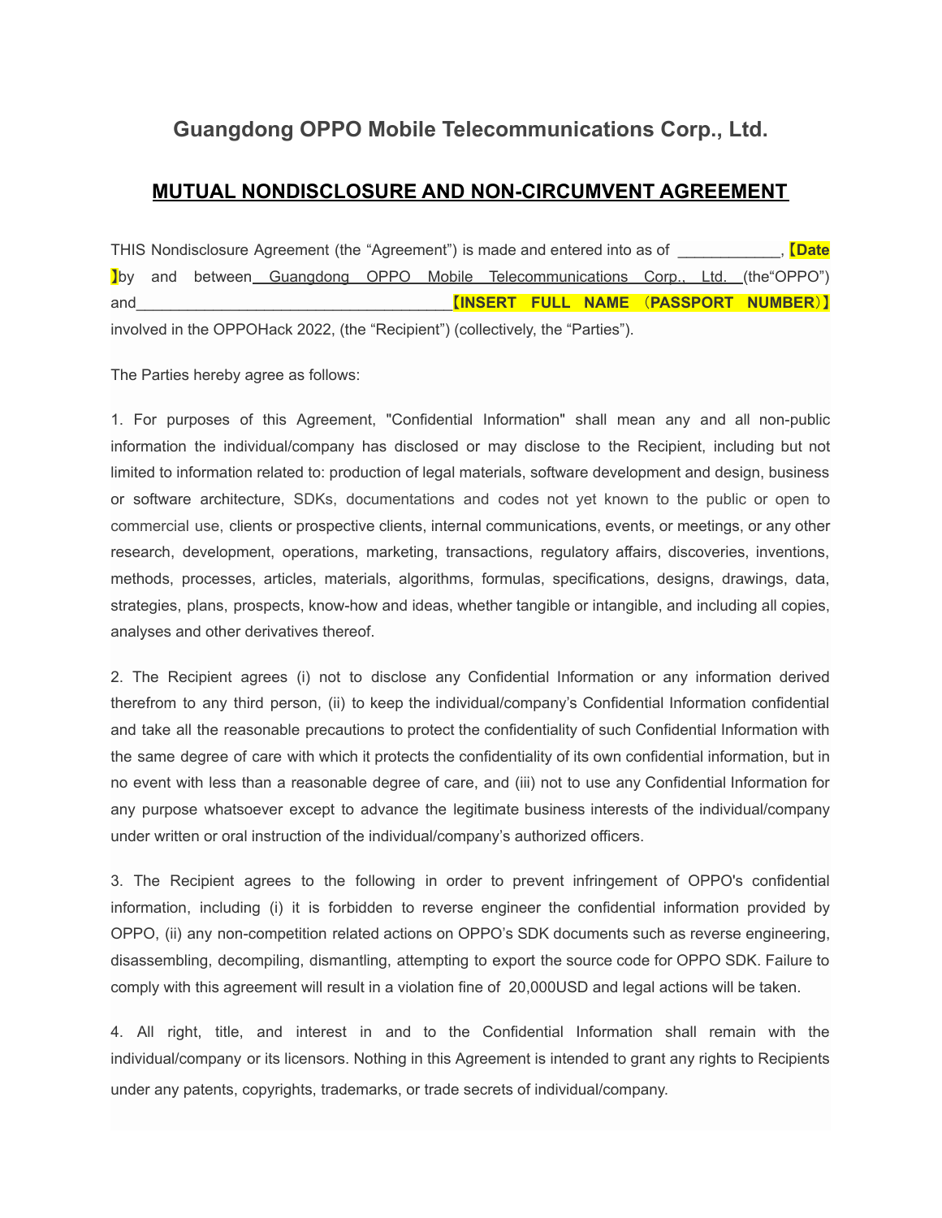# Guangdong OPPO Mobile Telecommunications Corp., Ltd.

## MUTUAL NONDISCLOSURE AND NON-CIRCUMVENT AGREEMENT

THIS Nondisclosure Agreement (the "Agreement") is made and entered into as of ____________, **【Date】**by and between Guangdong OPPO Mobile Telecommunications Corp., Ltd. (the"OPPO") and_____________________________________**【INSERT FULL NAME（PASSPORT NUMBER）】** involved in the OPPOHack 2022, (the "Recipient") (collectively, the "Parties").

The Parties hereby agree as follows:

1. For purposes of this Agreement, "Confidential Information" shall mean any and all non-public information the individual/company has disclosed or may disclose to the Recipient, including but not limited to information related to: production of legal materials, software development and design, business or software architecture, SDKs, documentations and codes not yet known to the public or open to commercial use, clients or prospective clients, internal communications, events, or meetings, or any other research, development, operations, marketing, transactions, regulatory affairs, discoveries, inventions, methods, processes, articles, materials, algorithms, formulas, specifications, designs, drawings, data, strategies, plans, prospects, know-how and ideas, whether tangible or intangible, and including all copies, analyses and other derivatives thereof.

2. The Recipient agrees (i) not to disclose any Confidential Information or any information derived therefrom to any third person, (ii) to keep the individual/company's Confidential Information confidential and take all the reasonable precautions to protect the confidentiality of such Confidential Information with the same degree of care with which it protects the confidentiality of its own confidential information, but in no event with less than a reasonable degree of care, and (iii) not to use any Confidential Information for any purpose whatsoever except to advance the legitimate business interests of the individual/company under written or oral instruction of the individual/company's authorized officers.

3. The Recipient agrees to the following in order to prevent infringement of OPPO's confidential information, including (i) it is forbidden to reverse engineer the confidential information provided by OPPO, (ii) any non-competition related actions on OPPO's SDK documents such as reverse engineering, disassembling, decompiling, dismantling, attempting to export the source code for OPPO SDK. Failure to comply with this agreement will result in a violation fine of 20,000USD and legal actions will be taken.

4. All right, title, and interest in and to the Confidential Information shall remain with the individual/company or its licensors. Nothing in this Agreement is intended to grant any rights to Recipients under any patents, copyrights, trademarks, or trade secrets of individual/company.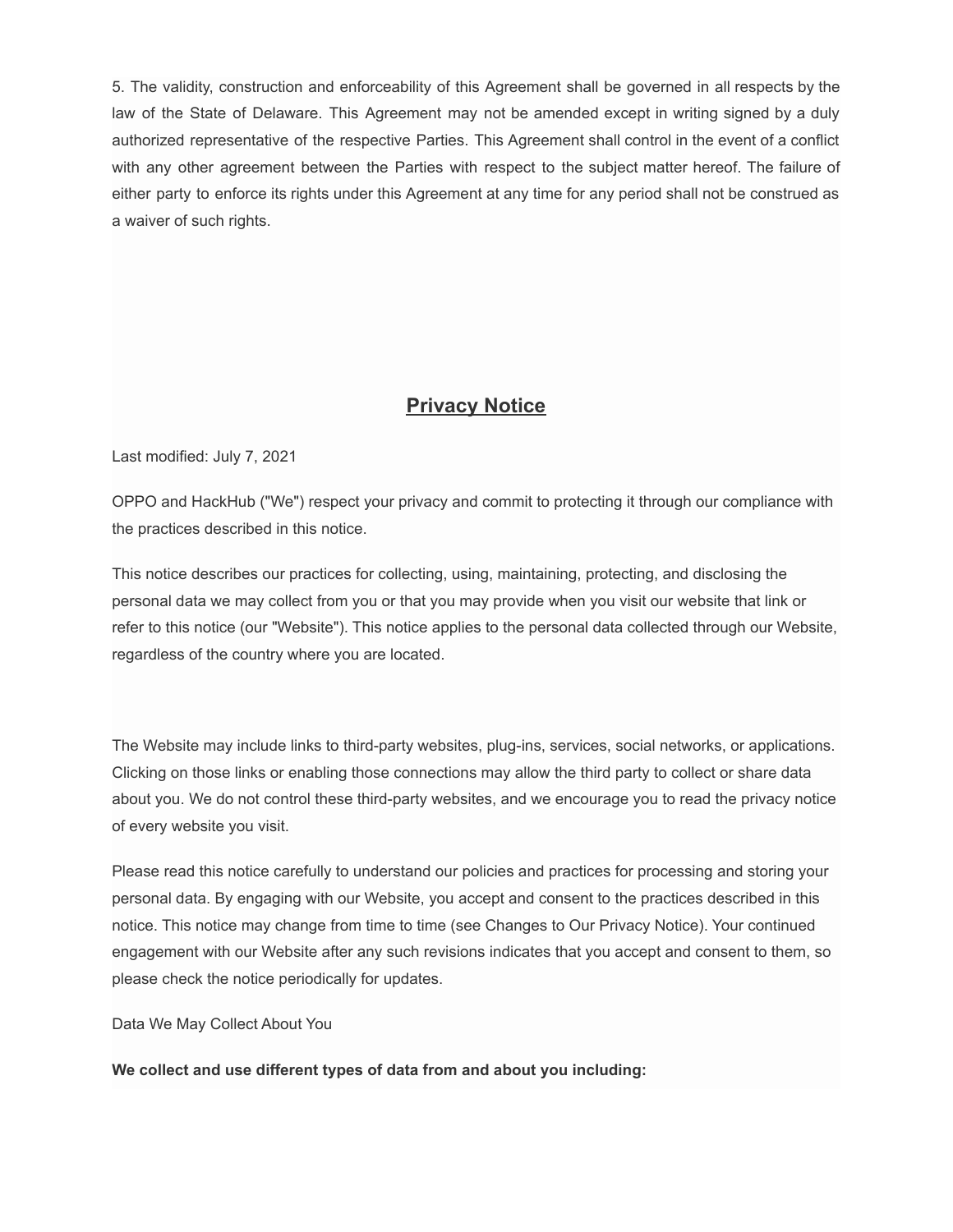5. The validity, construction and enforceability of this Agreement shall be governed in all respects by the law of the State of Delaware. This Agreement may not be amended except in writing signed by a duly authorized representative of the respective Parties. This Agreement shall control in the event of a conflict with any other agreement between the Parties with respect to the subject matter hereof. The failure of either party to enforce its rights under this Agreement at any time for any period shall not be construed as a waiver of such rights.

# Privacy Notice

Last modified: July 7, 2021

OPPO and HackHub ("We") respect your privacy and commit to protecting it through our compliance with the practices described in this notice.

This notice describes our practices for collecting, using, maintaining, protecting, and disclosing the personal data we may collect from you or that you may provide when you visit our website that link or refer to this notice (our "Website"). This notice applies to the personal data collected through our Website, regardless of the country where you are located.

The Website may include links to third-party websites, plug-ins, services, social networks, or applications. Clicking on those links or enabling those connections may allow the third party to collect or share data about you. We do not control these third-party websites, and we encourage you to read the privacy notice of every website you visit.

Please read this notice carefully to understand our policies and practices for processing and storing your personal data. By engaging with our Website, you accept and consent to the practices described in this notice. This notice may change from time to time (see Changes to Our Privacy Notice). Your continued engagement with our Website after any such revisions indicates that you accept and consent to them, so please check the notice periodically for updates.

Data We May Collect About You

**We collect and use different types of data from and about you including:**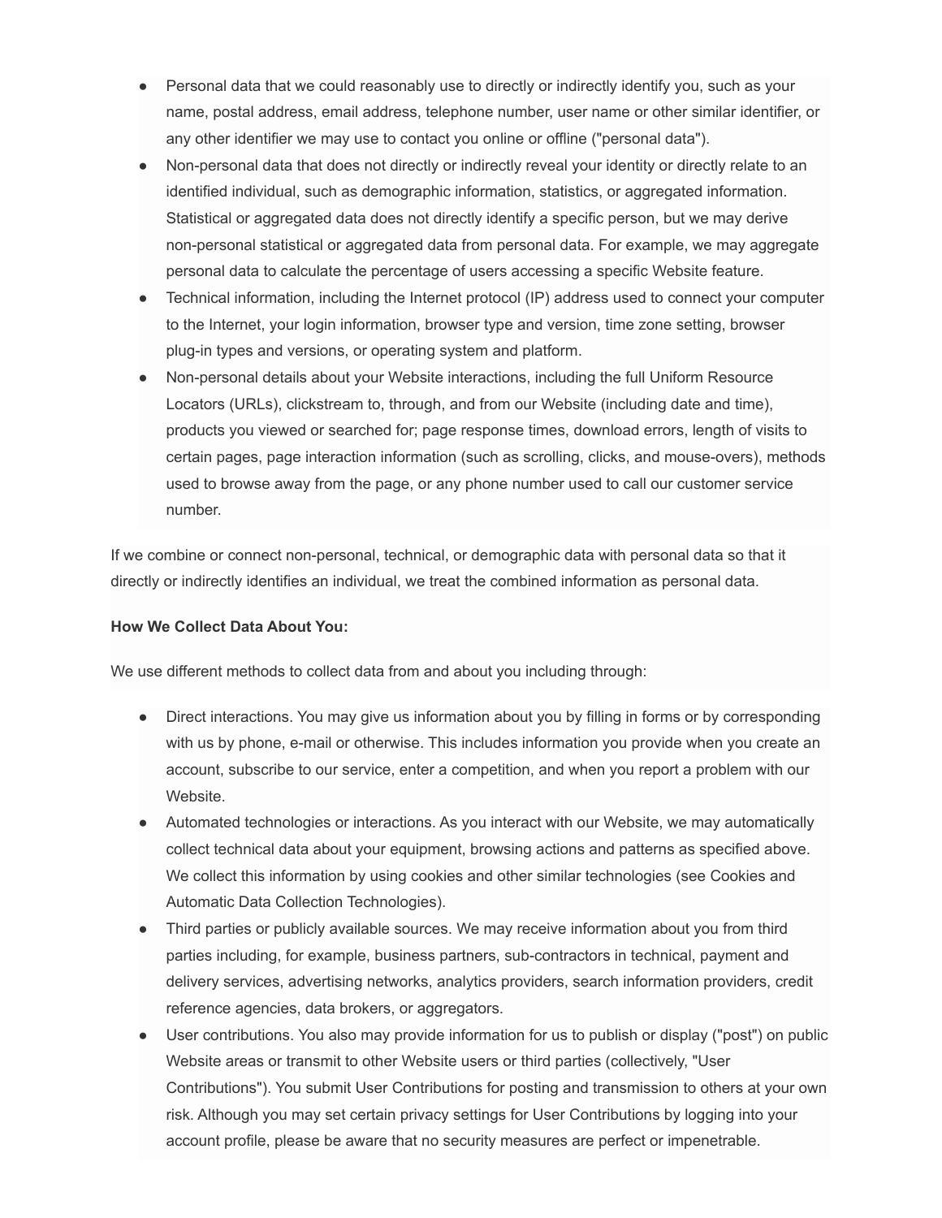- Personal data that we could reasonably use to directly or indirectly identify you, such as your name, postal address, email address, telephone number, user name or other similar identifier, or any other identifier we may use to contact you online or offline ("personal data").
- Non-personal data that does not directly or indirectly reveal your identity or directly relate to an identified individual, such as demographic information, statistics, or aggregated information. Statistical or aggregated data does not directly identify a specific person, but we may derive non-personal statistical or aggregated data from personal data. For example, we may aggregate personal data to calculate the percentage of users accessing a specific Website feature.
- Technical information, including the Internet protocol (IP) address used to connect your computer to the Internet, your login information, browser type and version, time zone setting, browser plug-in types and versions, or operating system and platform.
- Non-personal details about your Website interactions, including the full Uniform Resource Locators (URLs), clickstream to, through, and from our Website (including date and time), products you viewed or searched for; page response times, download errors, length of visits to certain pages, page interaction information (such as scrolling, clicks, and mouse-overs), methods used to browse away from the page, or any phone number used to call our customer service number.

If we combine or connect non-personal, technical, or demographic data with personal data so that it directly or indirectly identifies an individual, we treat the combined information as personal data.

**How We Collect Data About You:**

We use different methods to collect data from and about you including through:

- Direct interactions. You may give us information about you by filling in forms or by corresponding with us by phone, e-mail or otherwise. This includes information you provide when you create an account, subscribe to our service, enter a competition, and when you report a problem with our Website.
- Automated technologies or interactions. As you interact with our Website, we may automatically collect technical data about your equipment, browsing actions and patterns as specified above. We collect this information by using cookies and other similar technologies (see Cookies and Automatic Data Collection Technologies).
- Third parties or publicly available sources. We may receive information about you from third parties including, for example, business partners, sub-contractors in technical, payment and delivery services, advertising networks, analytics providers, search information providers, credit reference agencies, data brokers, or aggregators.
- User contributions. You also may provide information for us to publish or display ("post") on public Website areas or transmit to other Website users or third parties (collectively, "User Contributions"). You submit User Contributions for posting and transmission to others at your own risk. Although you may set certain privacy settings for User Contributions by logging into your account profile, please be aware that no security measures are perfect or impenetrable.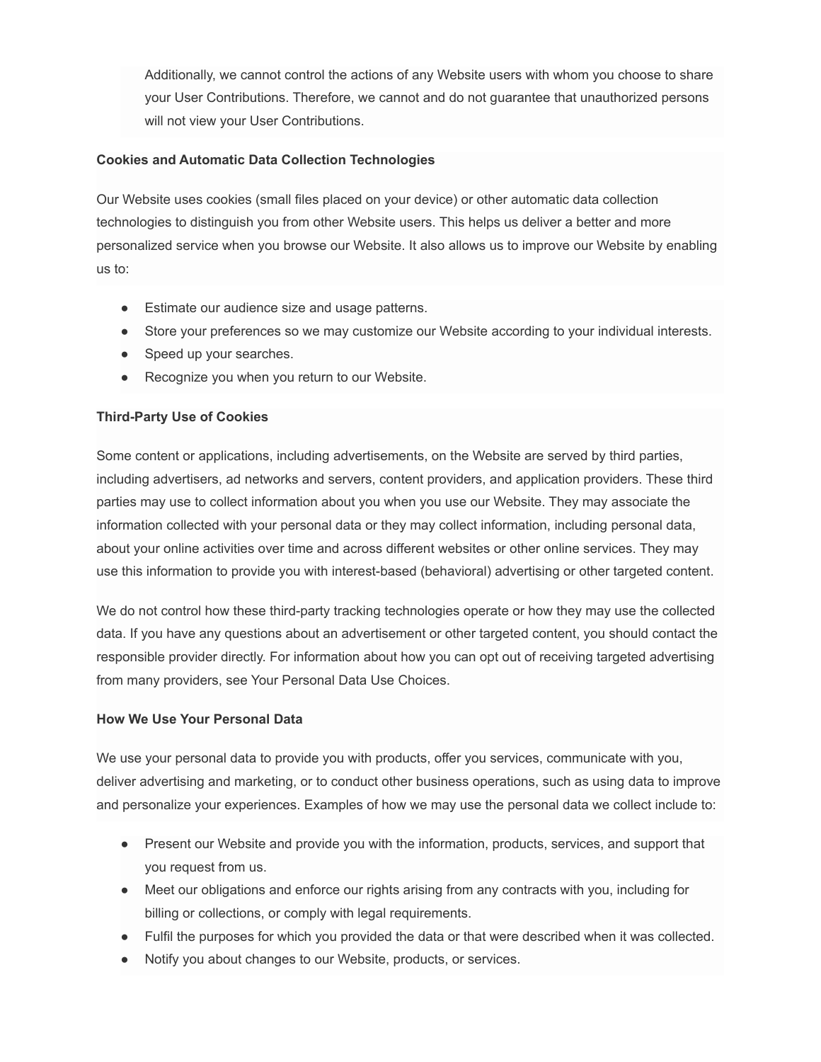Additionally, we cannot control the actions of any Website users with whom you choose to share your User Contributions. Therefore, we cannot and do not guarantee that unauthorized persons will not view your User Contributions.

**Cookies and Automatic Data Collection Technologies**

Our Website uses cookies (small files placed on your device) or other automatic data collection technologies to distinguish you from other Website users. This helps us deliver a better and more personalized service when you browse our Website. It also allows us to improve our Website by enabling us to:

- Estimate our audience size and usage patterns.
- Store your preferences so we may customize our Website according to your individual interests.
- Speed up your searches.
- Recognize you when you return to our Website.

**Third-Party Use of Cookies**

Some content or applications, including advertisements, on the Website are served by third parties, including advertisers, ad networks and servers, content providers, and application providers. These third parties may use to collect information about you when you use our Website. They may associate the information collected with your personal data or they may collect information, including personal data, about your online activities over time and across different websites or other online services. They may use this information to provide you with interest-based (behavioral) advertising or other targeted content.

We do not control how these third-party tracking technologies operate or how they may use the collected data. If you have any questions about an advertisement or other targeted content, you should contact the responsible provider directly. For information about how you can opt out of receiving targeted advertising from many providers, see Your Personal Data Use Choices.

**How We Use Your Personal Data**

We use your personal data to provide you with products, offer you services, communicate with you, deliver advertising and marketing, or to conduct other business operations, such as using data to improve and personalize your experiences. Examples of how we may use the personal data we collect include to:

- Present our Website and provide you with the information, products, services, and support that you request from us.
- Meet our obligations and enforce our rights arising from any contracts with you, including for billing or collections, or comply with legal requirements.
- Fulfil the purposes for which you provided the data or that were described when it was collected.
- Notify you about changes to our Website, products, or services.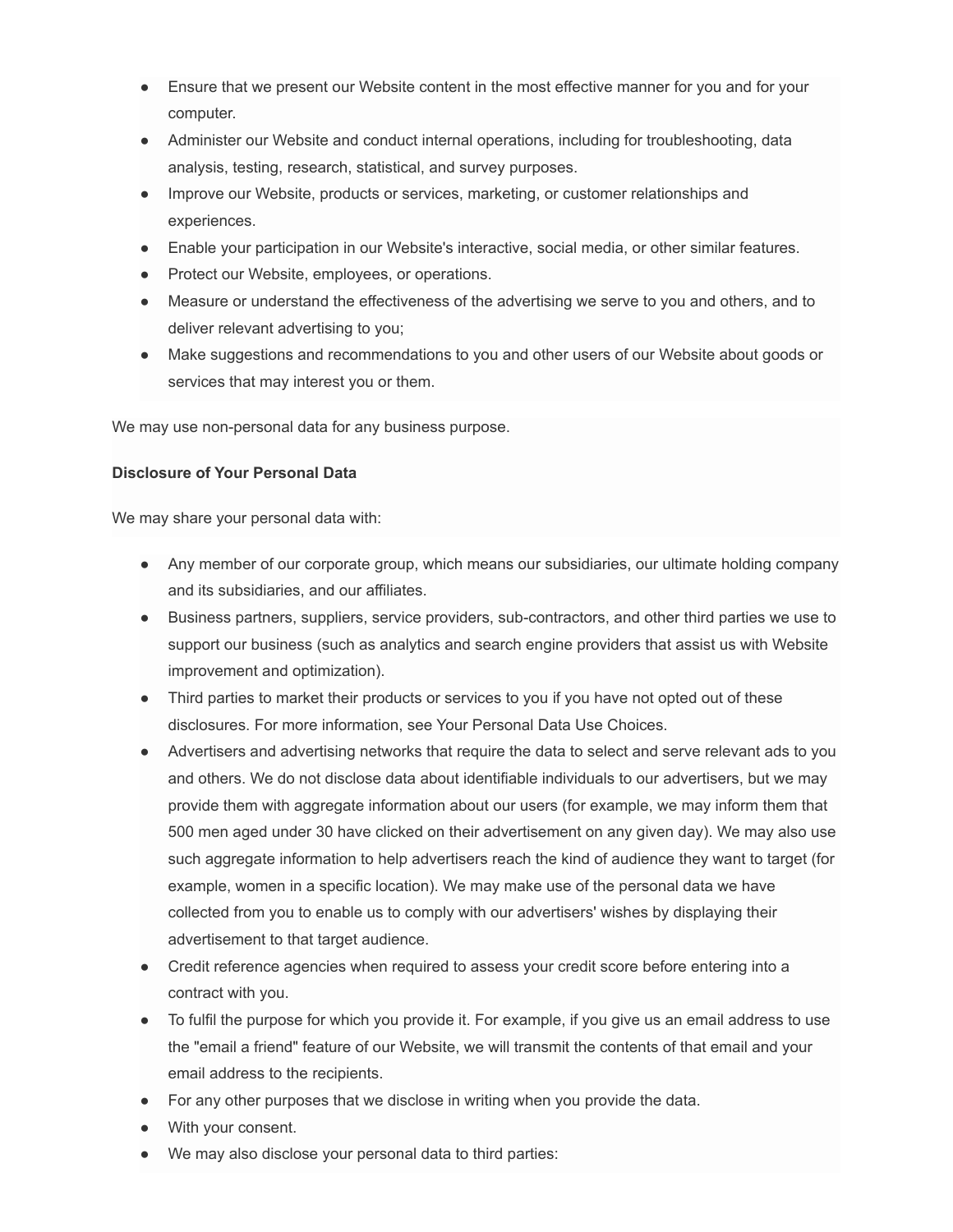- Ensure that we present our Website content in the most effective manner for you and for your computer.
- Administer our Website and conduct internal operations, including for troubleshooting, data analysis, testing, research, statistical, and survey purposes.
- Improve our Website, products or services, marketing, or customer relationships and experiences.
- Enable your participation in our Website's interactive, social media, or other similar features.
- Protect our Website, employees, or operations.
- Measure or understand the effectiveness of the advertising we serve to you and others, and to deliver relevant advertising to you;
- Make suggestions and recommendations to you and other users of our Website about goods or services that may interest you or them.

We may use non-personal data for any business purpose.

**Disclosure of Your Personal Data**

We may share your personal data with:

- Any member of our corporate group, which means our subsidiaries, our ultimate holding company and its subsidiaries, and our affiliates.
- Business partners, suppliers, service providers, sub-contractors, and other third parties we use to support our business (such as analytics and search engine providers that assist us with Website improvement and optimization).
- Third parties to market their products or services to you if you have not opted out of these disclosures. For more information, see Your Personal Data Use Choices.
- Advertisers and advertising networks that require the data to select and serve relevant ads to you and others. We do not disclose data about identifiable individuals to our advertisers, but we may provide them with aggregate information about our users (for example, we may inform them that 500 men aged under 30 have clicked on their advertisement on any given day). We may also use such aggregate information to help advertisers reach the kind of audience they want to target (for example, women in a specific location). We may make use of the personal data we have collected from you to enable us to comply with our advertisers' wishes by displaying their advertisement to that target audience.
- Credit reference agencies when required to assess your credit score before entering into a contract with you.
- To fulfil the purpose for which you provide it. For example, if you give us an email address to use the "email a friend" feature of our Website, we will transmit the contents of that email and your email address to the recipients.
- For any other purposes that we disclose in writing when you provide the data.
- With your consent.
- We may also disclose your personal data to third parties: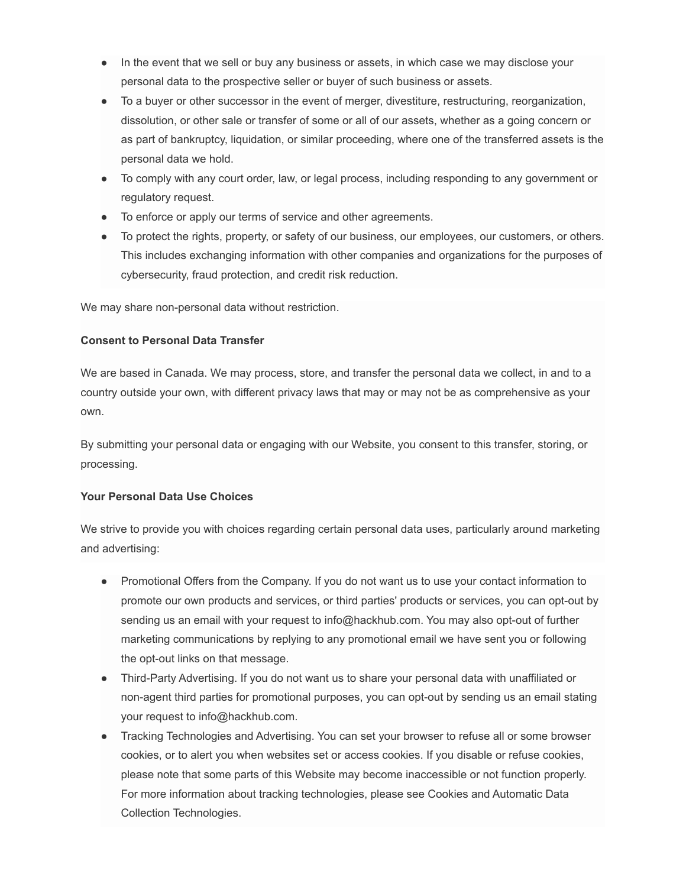- In the event that we sell or buy any business or assets, in which case we may disclose your personal data to the prospective seller or buyer of such business or assets.
- To a buyer or other successor in the event of merger, divestiture, restructuring, reorganization, dissolution, or other sale or transfer of some or all of our assets, whether as a going concern or as part of bankruptcy, liquidation, or similar proceeding, where one of the transferred assets is the personal data we hold.
- To comply with any court order, law, or legal process, including responding to any government or regulatory request.
- To enforce or apply our terms of service and other agreements.
- To protect the rights, property, or safety of our business, our employees, our customers, or others. This includes exchanging information with other companies and organizations for the purposes of cybersecurity, fraud protection, and credit risk reduction.

We may share non-personal data without restriction.

**Consent to Personal Data Transfer**

We are based in Canada. We may process, store, and transfer the personal data we collect, in and to a country outside your own, with different privacy laws that may or may not be as comprehensive as your own.

By submitting your personal data or engaging with our Website, you consent to this transfer, storing, or processing.

**Your Personal Data Use Choices**

We strive to provide you with choices regarding certain personal data uses, particularly around marketing and advertising:

- Promotional Offers from the Company. If you do not want us to use your contact information to promote our own products and services, or third parties' products or services, you can opt-out by sending us an email with your request to info@hackhub.com. You may also opt-out of further marketing communications by replying to any promotional email we have sent you or following the opt-out links on that message.
- Third-Party Advertising. If you do not want us to share your personal data with unaffiliated or non-agent third parties for promotional purposes, you can opt-out by sending us an email stating your request to info@hackhub.com.
- Tracking Technologies and Advertising. You can set your browser to refuse all or some browser cookies, or to alert you when websites set or access cookies. If you disable or refuse cookies, please note that some parts of this Website may become inaccessible or not function properly. For more information about tracking technologies, please see Cookies and Automatic Data Collection Technologies.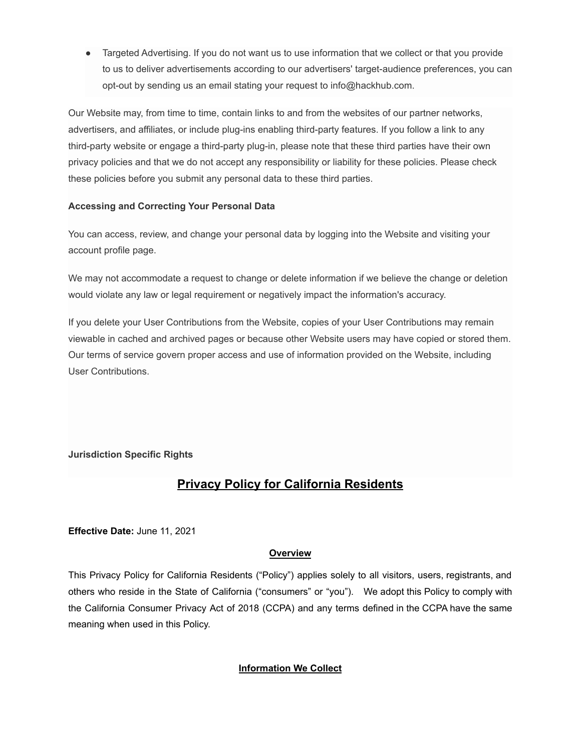- Targeted Advertising. If you do not want us to use information that we collect or that you provide to us to deliver advertisements according to our advertisers' target-audience preferences, you can opt-out by sending us an email stating your request to info@hackhub.com.

Our Website may, from time to time, contain links to and from the websites of our partner networks, advertisers, and affiliates, or include plug-ins enabling third-party features. If you follow a link to any third-party website or engage a third-party plug-in, please note that these third parties have their own privacy policies and that we do not accept any responsibility or liability for these policies. Please check these policies before you submit any personal data to these third parties.

**Accessing and Correcting Your Personal Data**

You can access, review, and change your personal data by logging into the Website and visiting your account profile page.

We may not accommodate a request to change or delete information if we believe the change or deletion would violate any law or legal requirement or negatively impact the information's accuracy.

If you delete your User Contributions from the Website, copies of your User Contributions may remain viewable in cached and archived pages or because other Website users may have copied or stored them. Our terms of service govern proper access and use of information provided on the Website, including User Contributions.

**Jurisdiction Specific Rights**

# Privacy Policy for California Residents

**Effective Date:** June 11, 2021

## Overview

This Privacy Policy for California Residents ("Policy") applies solely to all visitors, users, registrants, and others who reside in the State of California ("consumers" or "you"). We adopt this Policy to comply with the California Consumer Privacy Act of 2018 (CCPA) and any terms defined in the CCPA have the same meaning when used in this Policy.

## Information We Collect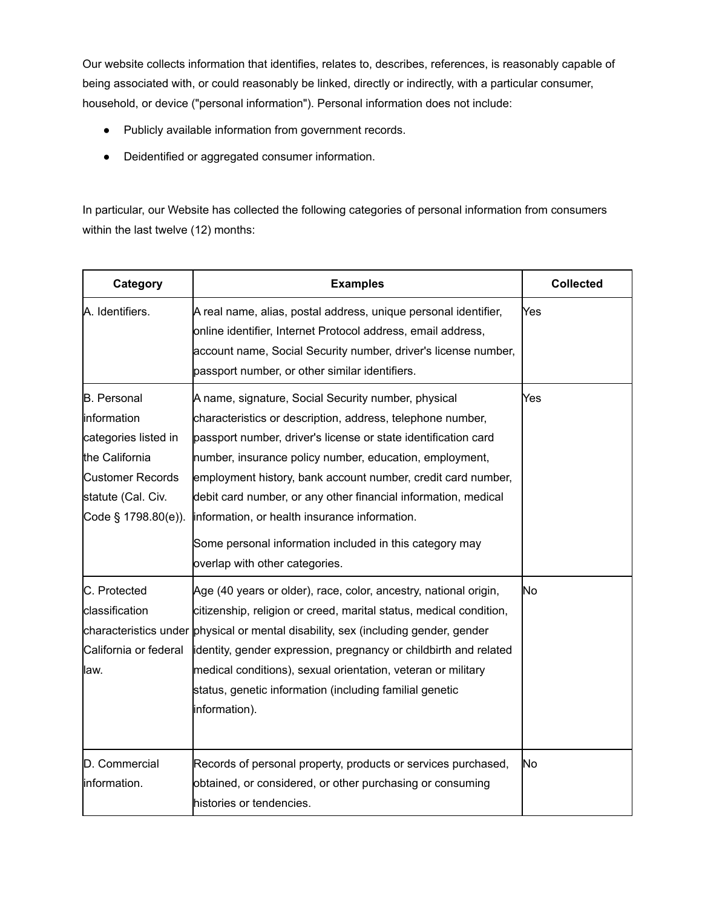Our website collects information that identifies, relates to, describes, references, is reasonably capable of being associated with, or could reasonably be linked, directly or indirectly, with a particular consumer, household, or device ("personal information"). Personal information does not include:

- Publicly available information from government records.
- Deidentified or aggregated consumer information.

In particular, our Website has collected the following categories of personal information from consumers within the last twelve (12) months:

| Category | Examples | Collected |
| --- | --- | --- |
| A. Identifiers. | A real name, alias, postal address, unique personal identifier, online identifier, Internet Protocol address, email address, account name, Social Security number, driver's license number, passport number, or other similar identifiers. | Yes |
| B. Personal information categories listed in the California Customer Records statute (Cal. Civ. Code § 1798.80(e)). | A name, signature, Social Security number, physical characteristics or description, address, telephone number, passport number, driver's license or state identification card number, insurance policy number, education, employment, employment history, bank account number, credit card number, debit card number, or any other financial information, medical information, or health insurance information.<br><br>Some personal information included in this category may overlap with other categories. | Yes |
| C. Protected classification characteristics under California or federal law. | Age (40 years or older), race, color, ancestry, national origin, citizenship, religion or creed, marital status, medical condition, physical or mental disability, sex (including gender, gender identity, gender expression, pregnancy or childbirth and related medical conditions), sexual orientation, veteran or military status, genetic information (including familial genetic information). | No |
| D. Commercial information. | Records of personal property, products or services purchased, obtained, or considered, or other purchasing or consuming histories or tendencies. | No |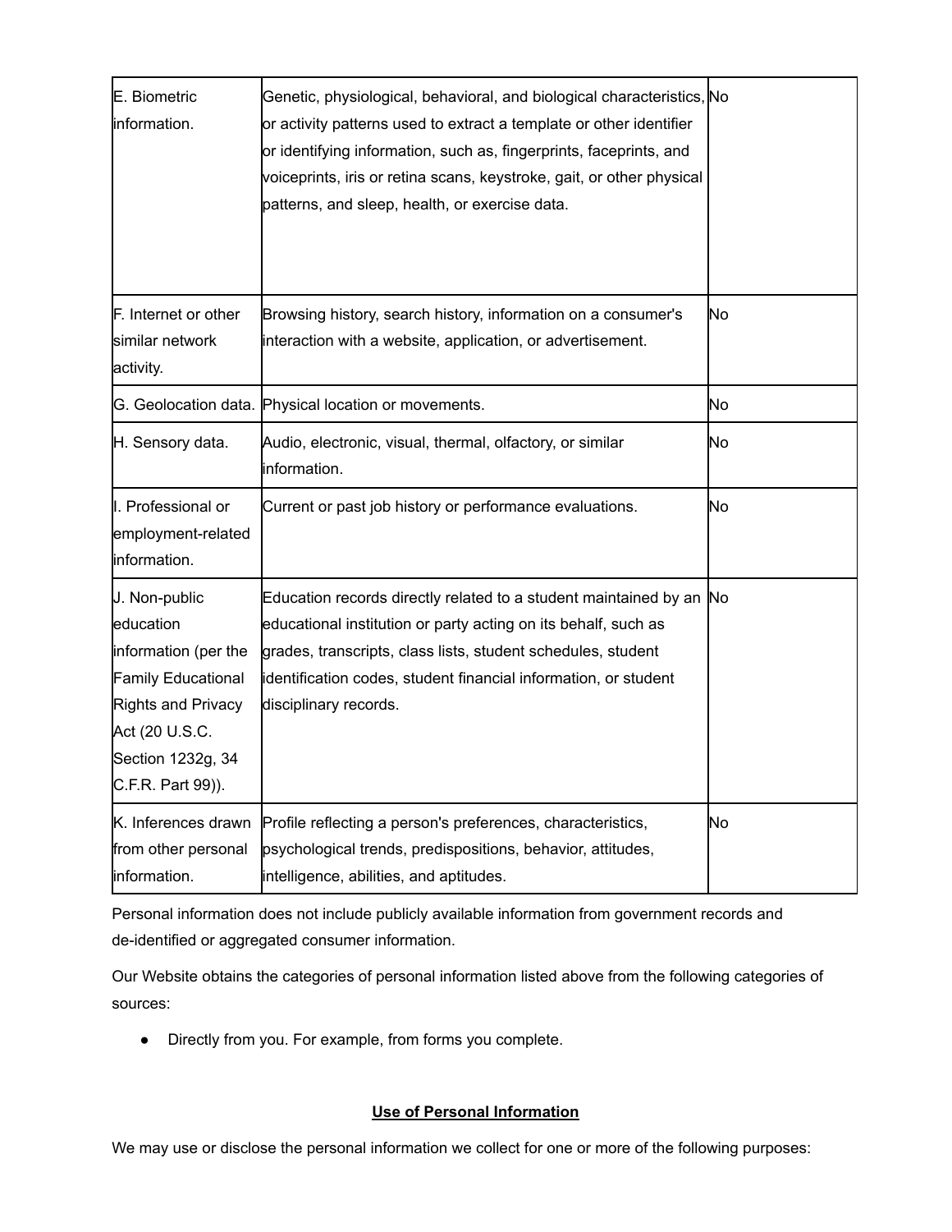| | | |
|---|---|---|
| E. Biometric information. | Genetic, physiological, behavioral, and biological characteristics, or activity patterns used to extract a template or other identifier or identifying information, such as, fingerprints, faceprints, and voiceprints, iris or retina scans, keystroke, gait, or other physical patterns, and sleep, health, or exercise data. | No |
| F. Internet or other similar network activity. | Browsing history, search history, information on a consumer's interaction with a website, application, or advertisement. | No |
| G. Geolocation data. | Physical location or movements. | No |
| H. Sensory data. | Audio, electronic, visual, thermal, olfactory, or similar information. | No |
| I. Professional or employment-related information. | Current or past job history or performance evaluations. | No |
| J. Non-public education information (per the Family Educational Rights and Privacy Act (20 U.S.C. Section 1232g, 34 C.F.R. Part 99)). | Education records directly related to a student maintained by an educational institution or party acting on its behalf, such as grades, transcripts, class lists, student schedules, student identification codes, student financial information, or student disciplinary records. | No |
| K. Inferences drawn from other personal information. | Profile reflecting a person's preferences, characteristics, psychological trends, predispositions, behavior, attitudes, intelligence, abilities, and aptitudes. | No |

Personal information does not include publicly available information from government records and de-identified or aggregated consumer information.

Our Website obtains the categories of personal information listed above from the following categories of sources:

- Directly from you. For example, from forms you complete.

## Use of Personal Information

We may use or disclose the personal information we collect for one or more of the following purposes: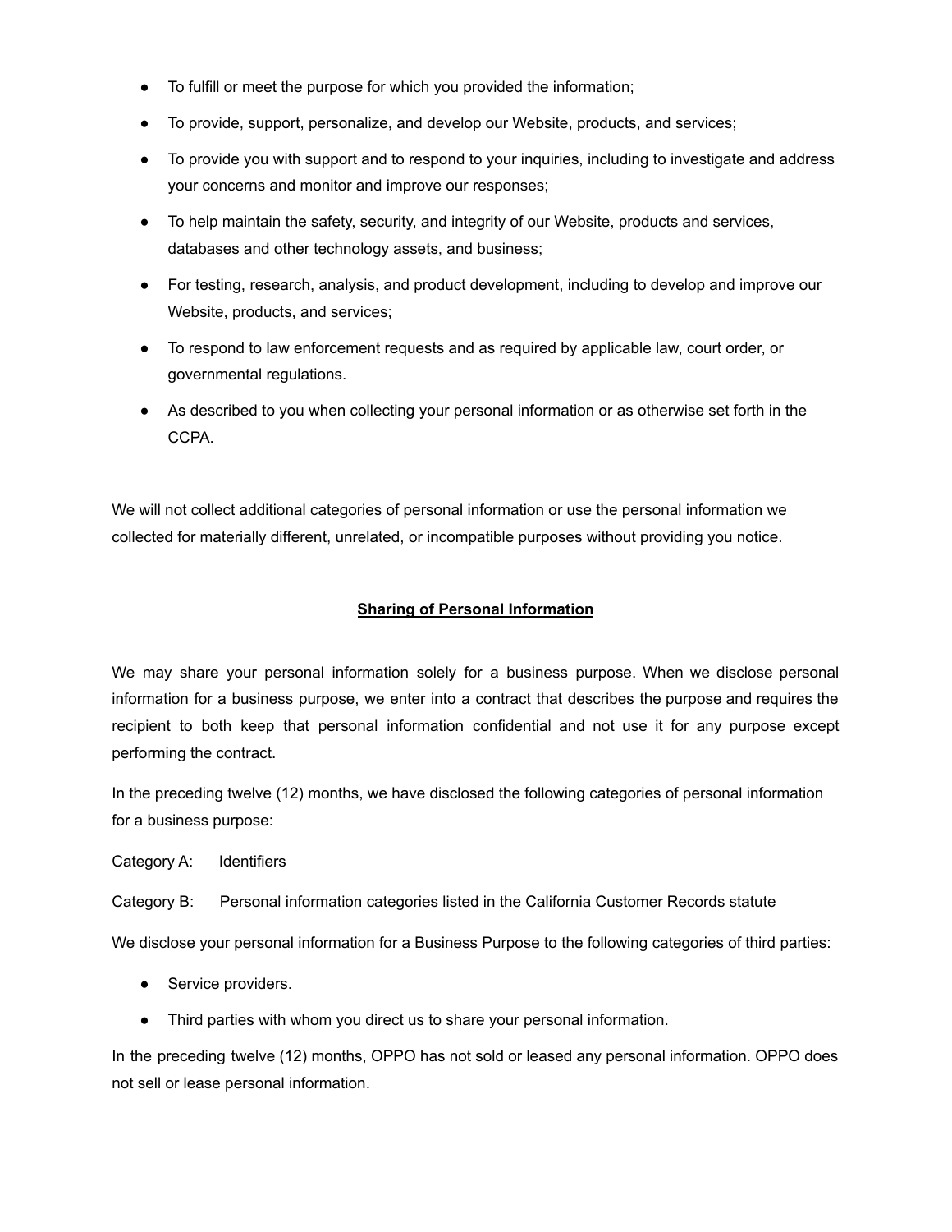- To fulfill or meet the purpose for which you provided the information;
- To provide, support, personalize, and develop our Website, products, and services;
- To provide you with support and to respond to your inquiries, including to investigate and address your concerns and monitor and improve our responses;
- To help maintain the safety, security, and integrity of our Website, products and services, databases and other technology assets, and business;
- For testing, research, analysis, and product development, including to develop and improve our Website, products, and services;
- To respond to law enforcement requests and as required by applicable law, court order, or governmental regulations.
- As described to you when collecting your personal information or as otherwise set forth in the CCPA.

We will not collect additional categories of personal information or use the personal information we collected for materially different, unrelated, or incompatible purposes without providing you notice.

## Sharing of Personal Information

We may share your personal information solely for a business purpose. When we disclose personal information for a business purpose, we enter into a contract that describes the purpose and requires the recipient to both keep that personal information confidential and not use it for any purpose except performing the contract.

In the preceding twelve (12) months, we have disclosed the following categories of personal information for a business purpose:

Category A: Identifiers

Category B: Personal information categories listed in the California Customer Records statute

We disclose your personal information for a Business Purpose to the following categories of third parties:

- Service providers.
- Third parties with whom you direct us to share your personal information.

In the preceding twelve (12) months, OPPO has not sold or leased any personal information. OPPO does not sell or lease personal information.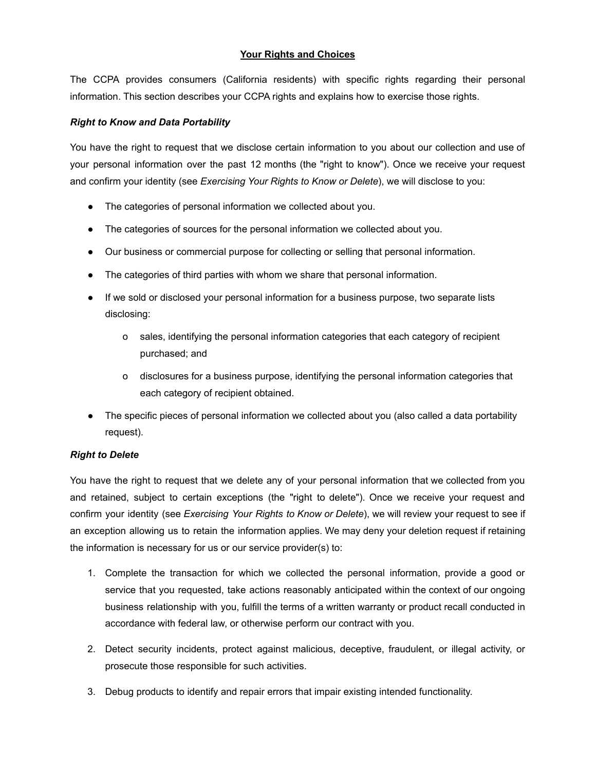## Your Rights and Choices

The CCPA provides consumers (California residents) with specific rights regarding their personal information. This section describes your CCPA rights and explains how to exercise those rights.

### *Right to Know and Data Portability*

You have the right to request that we disclose certain information to you about our collection and use of your personal information over the past 12 months (the "right to know"). Once we receive your request and confirm your identity (see *Exercising Your Rights to Know or Delete*), we will disclose to you:

- The categories of personal information we collected about you.
- The categories of sources for the personal information we collected about you.
- Our business or commercial purpose for collecting or selling that personal information.
- The categories of third parties with whom we share that personal information.
- If we sold or disclosed your personal information for a business purpose, two separate lists disclosing:
  - sales, identifying the personal information categories that each category of recipient purchased; and
  - disclosures for a business purpose, identifying the personal information categories that each category of recipient obtained.
- The specific pieces of personal information we collected about you (also called a data portability request).

### *Right to Delete*

You have the right to request that we delete any of your personal information that we collected from you and retained, subject to certain exceptions (the "right to delete"). Once we receive your request and confirm your identity (see *Exercising Your Rights to Know or Delete*), we will review your request to see if an exception allowing us to retain the information applies. We may deny your deletion request if retaining the information is necessary for us or our service provider(s) to:

1. Complete the transaction for which we collected the personal information, provide a good or service that you requested, take actions reasonably anticipated within the context of our ongoing business relationship with you, fulfill the terms of a written warranty or product recall conducted in accordance with federal law, or otherwise perform our contract with you.
2. Detect security incidents, protect against malicious, deceptive, fraudulent, or illegal activity, or prosecute those responsible for such activities.
3. Debug products to identify and repair errors that impair existing intended functionality.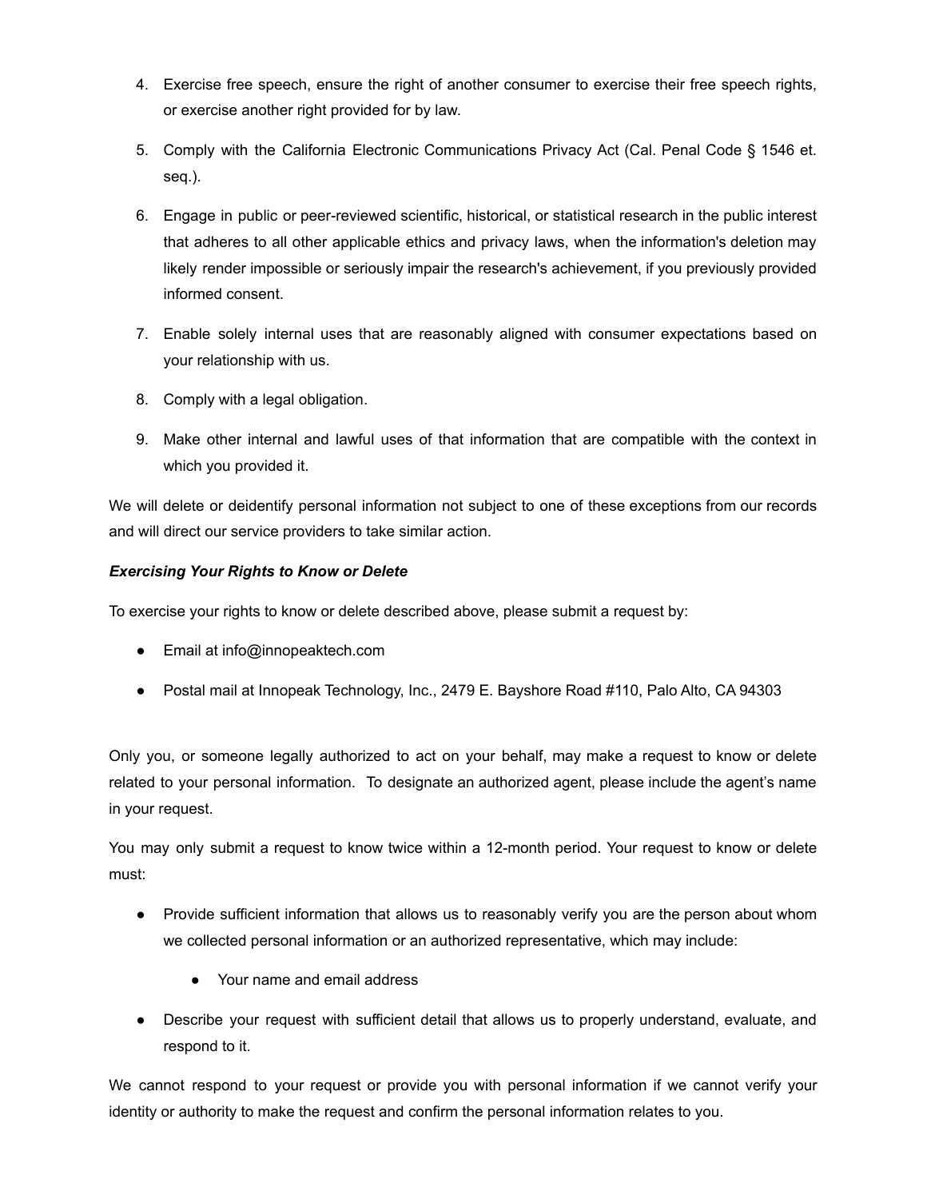4. Exercise free speech, ensure the right of another consumer to exercise their free speech rights, or exercise another right provided for by law.

5. Comply with the California Electronic Communications Privacy Act (Cal. Penal Code § 1546 et. seq.).

6. Engage in public or peer-reviewed scientific, historical, or statistical research in the public interest that adheres to all other applicable ethics and privacy laws, when the information's deletion may likely render impossible or seriously impair the research's achievement, if you previously provided informed consent.

7. Enable solely internal uses that are reasonably aligned with consumer expectations based on your relationship with us.

8. Comply with a legal obligation.

9. Make other internal and lawful uses of that information that are compatible with the context in which you provided it.

We will delete or deidentify personal information not subject to one of these exceptions from our records and will direct our service providers to take similar action.

***Exercising Your Rights to Know or Delete***

To exercise your rights to know or delete described above, please submit a request by:

- Email at info@innopeaktech.com
- Postal mail at Innopeak Technology, Inc., 2479 E. Bayshore Road #110, Palo Alto, CA 94303

Only you, or someone legally authorized to act on your behalf, may make a request to know or delete related to your personal information. To designate an authorized agent, please include the agent's name in your request.

You may only submit a request to know twice within a 12-month period. Your request to know or delete must:

- Provide sufficient information that allows us to reasonably verify you are the person about whom we collected personal information or an authorized representative, which may include:
    - Your name and email address
- Describe your request with sufficient detail that allows us to properly understand, evaluate, and respond to it.

We cannot respond to your request or provide you with personal information if we cannot verify your identity or authority to make the request and confirm the personal information relates to you.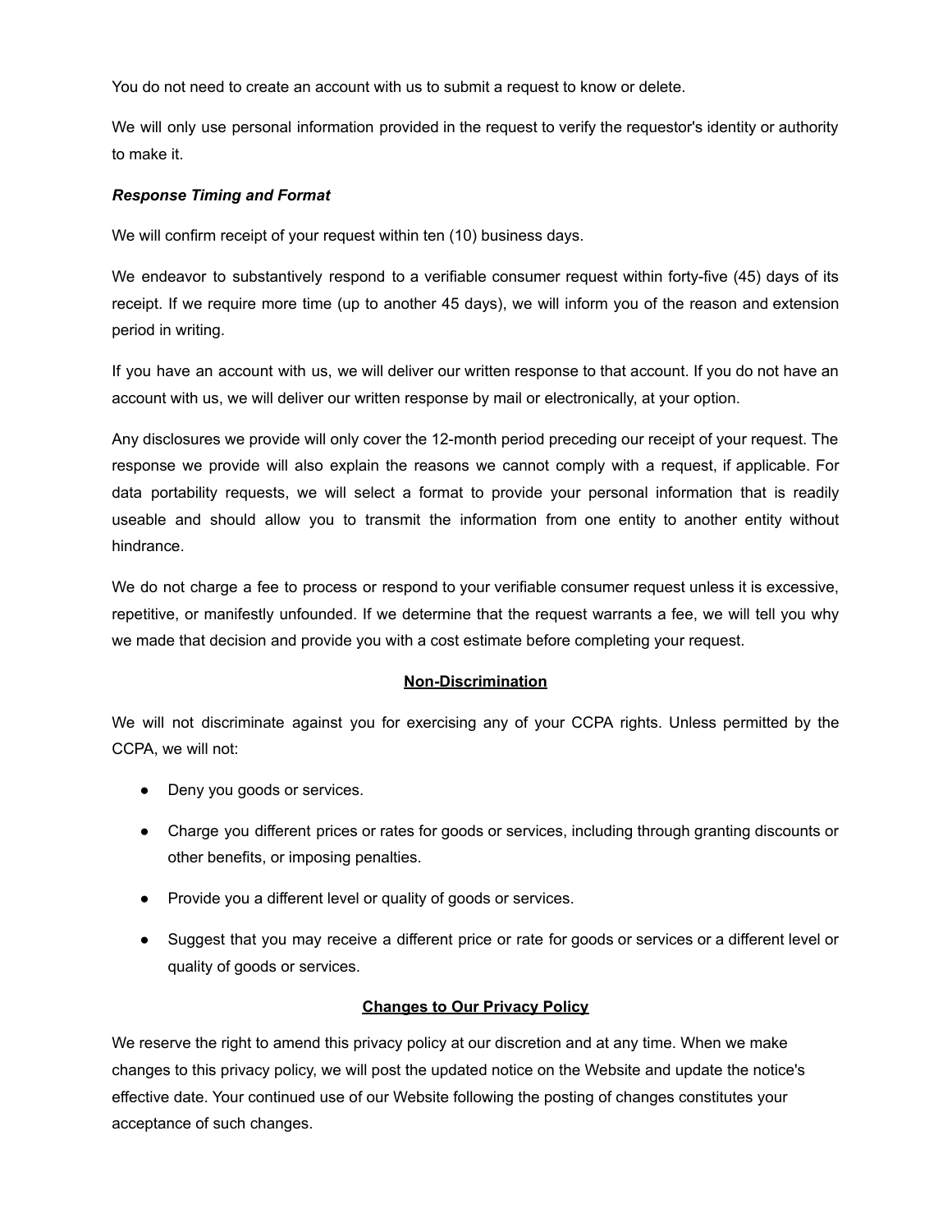You do not need to create an account with us to submit a request to know or delete.

We will only use personal information provided in the request to verify the requestor's identity or authority to make it.

***Response Timing and Format***

We will confirm receipt of your request within ten (10) business days.

We endeavor to substantively respond to a verifiable consumer request within forty-five (45) days of its receipt. If we require more time (up to another 45 days), we will inform you of the reason and extension period in writing.

If you have an account with us, we will deliver our written response to that account. If you do not have an account with us, we will deliver our written response by mail or electronically, at your option.

Any disclosures we provide will only cover the 12-month period preceding our receipt of your request. The response we provide will also explain the reasons we cannot comply with a request, if applicable. For data portability requests, we will select a format to provide your personal information that is readily useable and should allow you to transmit the information from one entity to another entity without hindrance.

We do not charge a fee to process or respond to your verifiable consumer request unless it is excessive, repetitive, or manifestly unfounded. If we determine that the request warrants a fee, we will tell you why we made that decision and provide you with a cost estimate before completing your request.

## Non-Discrimination

We will not discriminate against you for exercising any of your CCPA rights. Unless permitted by the CCPA, we will not:

- Deny you goods or services.
- Charge you different prices or rates for goods or services, including through granting discounts or other benefits, or imposing penalties.
- Provide you a different level or quality of goods or services.
- Suggest that you may receive a different price or rate for goods or services or a different level or quality of goods or services.

## Changes to Our Privacy Policy

We reserve the right to amend this privacy policy at our discretion and at any time. When we make changes to this privacy policy, we will post the updated notice on the Website and update the notice's effective date. Your continued use of our Website following the posting of changes constitutes your acceptance of such changes.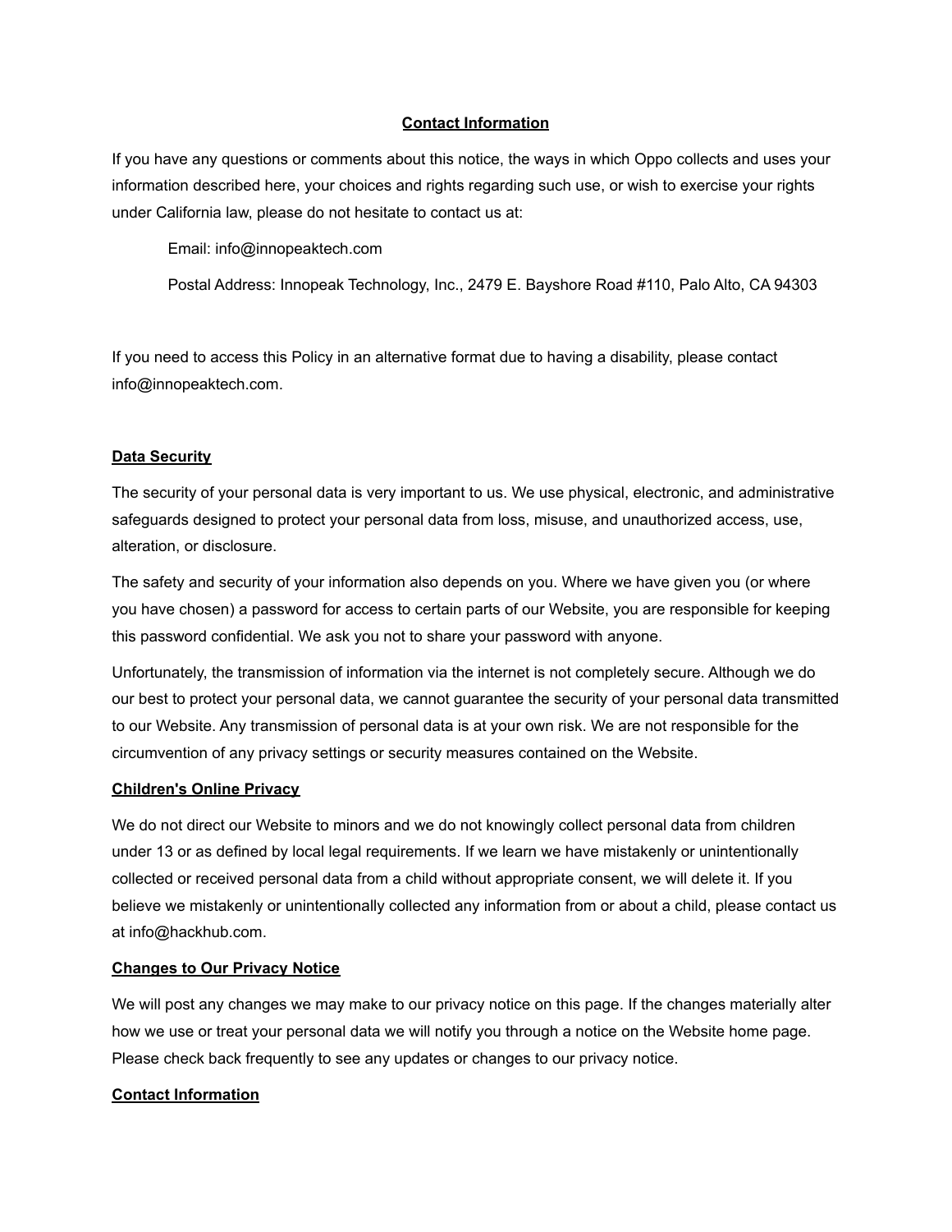## Contact Information

If you have any questions or comments about this notice, the ways in which Oppo collects and uses your information described here, your choices and rights regarding such use, or wish to exercise your rights under California law, please do not hesitate to contact us at:

Email: info@innopeaktech.com

Postal Address: Innopeak Technology, Inc., 2479 E. Bayshore Road #110, Palo Alto, CA 94303

If you need to access this Policy in an alternative format due to having a disability, please contact info@innopeaktech.com.

## Data Security

The security of your personal data is very important to us. We use physical, electronic, and administrative safeguards designed to protect your personal data from loss, misuse, and unauthorized access, use, alteration, or disclosure.

The safety and security of your information also depends on you. Where we have given you (or where you have chosen) a password for access to certain parts of our Website, you are responsible for keeping this password confidential. We ask you not to share your password with anyone.

Unfortunately, the transmission of information via the internet is not completely secure. Although we do our best to protect your personal data, we cannot guarantee the security of your personal data transmitted to our Website. Any transmission of personal data is at your own risk. We are not responsible for the circumvention of any privacy settings or security measures contained on the Website.

## Children's Online Privacy

We do not direct our Website to minors and we do not knowingly collect personal data from children under 13 or as defined by local legal requirements. If we learn we have mistakenly or unintentionally collected or received personal data from a child without appropriate consent, we will delete it. If you believe we mistakenly or unintentionally collected any information from or about a child, please contact us at info@hackhub.com.

## Changes to Our Privacy Notice

We will post any changes we may make to our privacy notice on this page. If the changes materially alter how we use or treat your personal data we will notify you through a notice on the Website home page. Please check back frequently to see any updates or changes to our privacy notice.

## Contact Information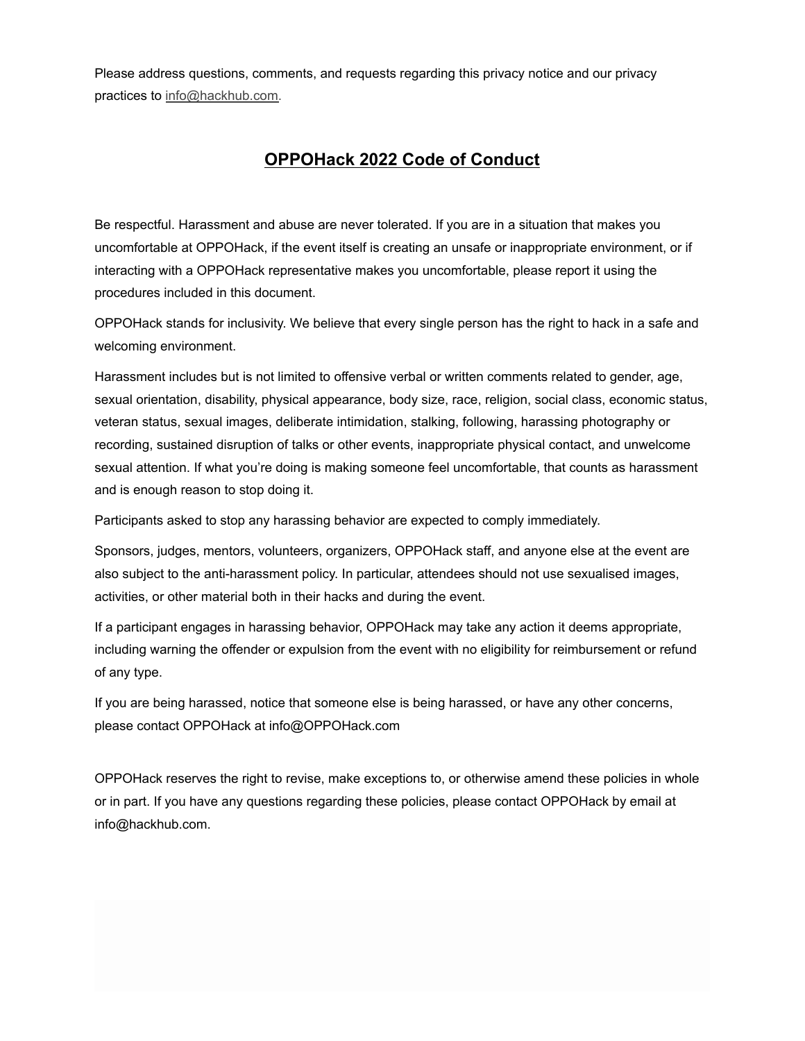Please address questions, comments, and requests regarding this privacy notice and our privacy practices to info@hackhub.com.

## OPPOHack 2022 Code of Conduct

Be respectful. Harassment and abuse are never tolerated. If you are in a situation that makes you uncomfortable at OPPOHack, if the event itself is creating an unsafe or inappropriate environment, or if interacting with a OPPOHack representative makes you uncomfortable, please report it using the procedures included in this document.

OPPOHack stands for inclusivity. We believe that every single person has the right to hack in a safe and welcoming environment.

Harassment includes but is not limited to offensive verbal or written comments related to gender, age, sexual orientation, disability, physical appearance, body size, race, religion, social class, economic status, veteran status, sexual images, deliberate intimidation, stalking, following, harassing photography or recording, sustained disruption of talks or other events, inappropriate physical contact, and unwelcome sexual attention. If what you're doing is making someone feel uncomfortable, that counts as harassment and is enough reason to stop doing it.

Participants asked to stop any harassing behavior are expected to comply immediately.

Sponsors, judges, mentors, volunteers, organizers, OPPOHack staff, and anyone else at the event are also subject to the anti-harassment policy. In particular, attendees should not use sexualised images, activities, or other material both in their hacks and during the event.

If a participant engages in harassing behavior, OPPOHack may take any action it deems appropriate, including warning the offender or expulsion from the event with no eligibility for reimbursement or refund of any type.

If you are being harassed, notice that someone else is being harassed, or have any other concerns, please contact OPPOHack at info@OPPOHack.com

OPPOHack reserves the right to revise, make exceptions to, or otherwise amend these policies in whole or in part. If you have any questions regarding these policies, please contact OPPOHack by email at info@hackhub.com.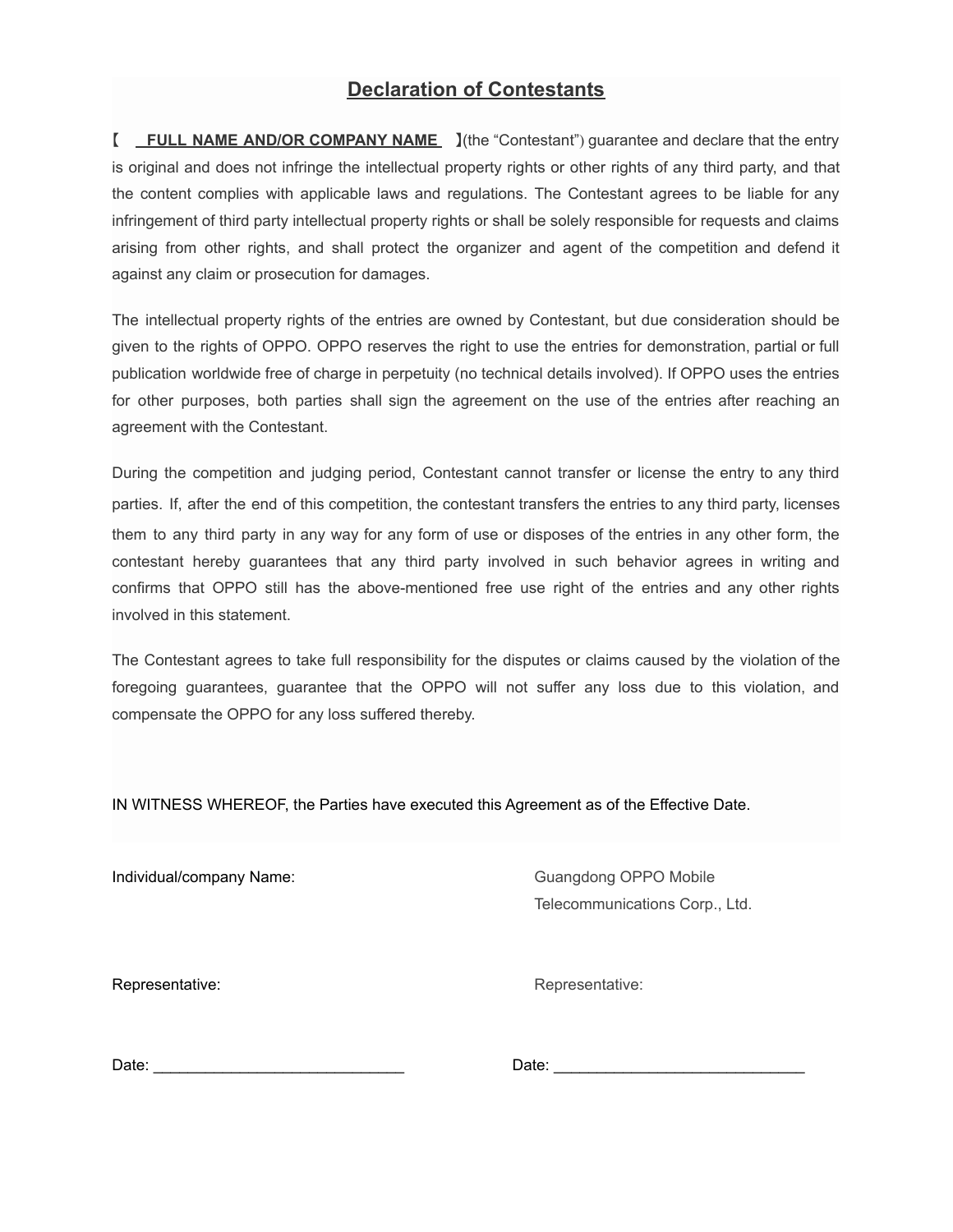## Declaration of Contestants

【 **FULL NAME AND/OR COMPANY NAME** 】(the "Contestant") guarantee and declare that the entry is original and does not infringe the intellectual property rights or other rights of any third party, and that the content complies with applicable laws and regulations. The Contestant agrees to be liable for any infringement of third party intellectual property rights or shall be solely responsible for requests and claims arising from other rights, and shall protect the organizer and agent of the competition and defend it against any claim or prosecution for damages.

The intellectual property rights of the entries are owned by Contestant, but due consideration should be given to the rights of OPPO. OPPO reserves the right to use the entries for demonstration, partial or full publication worldwide free of charge in perpetuity (no technical details involved). If OPPO uses the entries for other purposes, both parties shall sign the agreement on the use of the entries after reaching an agreement with the Contestant.

During the competition and judging period, Contestant cannot transfer or license the entry to any third parties. If, after the end of this competition, the contestant transfers the entries to any third party, licenses them to any third party in any way for any form of use or disposes of the entries in any other form, the contestant hereby guarantees that any third party involved in such behavior agrees in writing and confirms that OPPO still has the above-mentioned free use right of the entries and any other rights involved in this statement.

The Contestant agrees to take full responsibility for the disputes or claims caused by the violation of the foregoing guarantees, guarantee that the OPPO will not suffer any loss due to this violation, and compensate the OPPO for any loss suffered thereby.

IN WITNESS WHEREOF, the Parties have executed this Agreement as of the Effective Date.

Individual/company Name:

Representative:

Date: ____________________________

Guangdong OPPO Mobile Telecommunications Corp., Ltd.

Representative:

Date: ____________________________